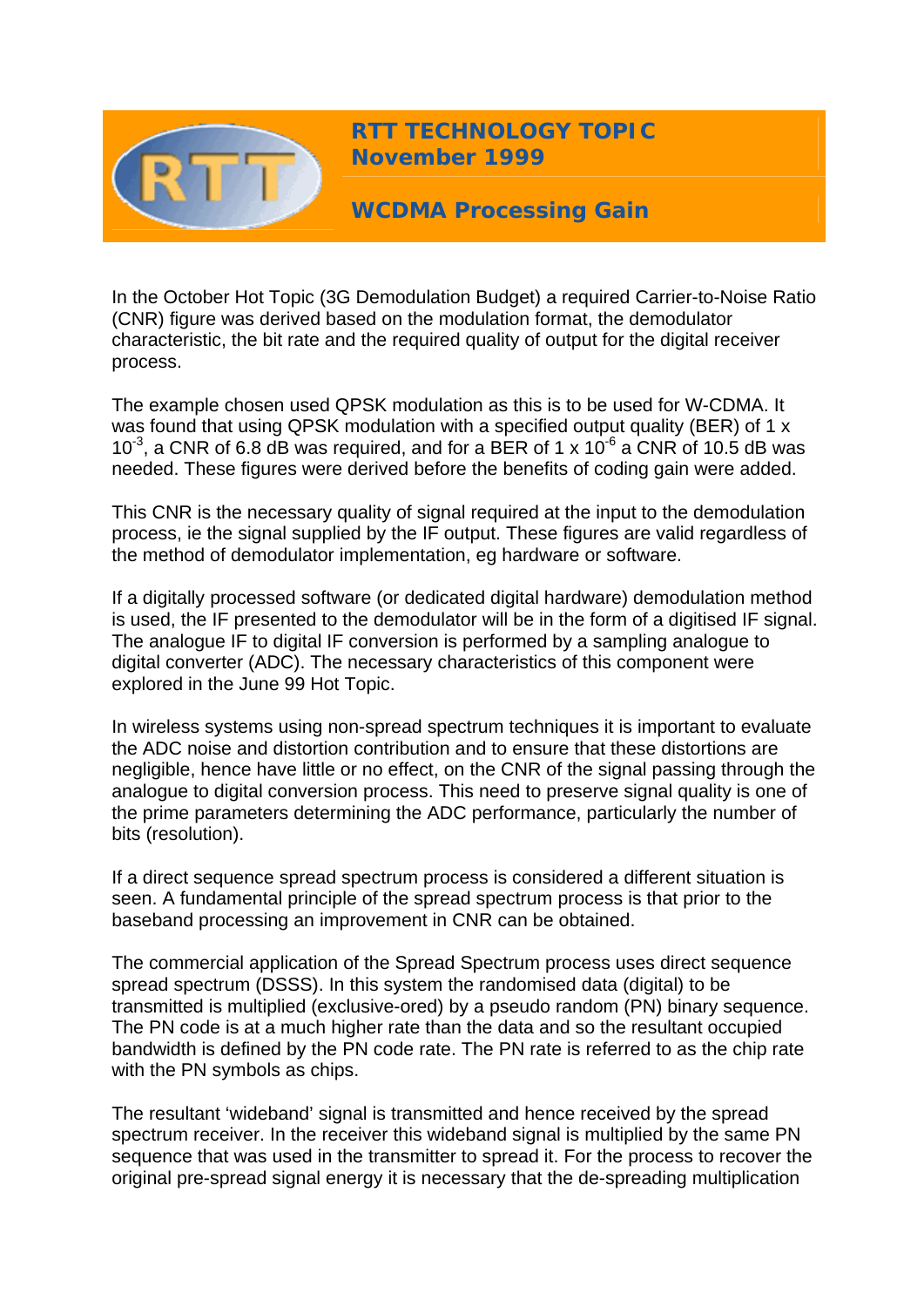# RTT TECHNOLOGY TOPIC
## November 1999

## WCDMA Processing Gain

In the October Hot Topic (3G Demodulation Budget) a required Carrier-to-Noise Ratio (CNR) figure was derived based on the modulation format, the demodulator characteristic, the bit rate and the required quality of output for the digital receiver process.

The example chosen used QPSK modulation as this is to be used for W-CDMA. It was found that using QPSK modulation with a specified output quality (BER) of 1 x $10^{-3}$, a CNR of 6.8 dB was required, and for a BER of 1 x $10^{-6}$ a CNR of 10.5 dB was needed. These figures were derived before the benefits of coding gain were added.

This CNR is the necessary quality of signal required at the input to the demodulation process, ie the signal supplied by the IF output. These figures are valid regardless of the method of demodulator implementation, eg hardware or software.

If a digitally processed software (or dedicated digital hardware) demodulation method is used, the IF presented to the demodulator will be in the form of a digitised IF signal. The analogue IF to digital IF conversion is performed by a sampling analogue to digital converter (ADC). The necessary characteristics of this component were explored in the June 99 Hot Topic.

In wireless systems using non-spread spectrum techniques it is important to evaluate the ADC noise and distortion contribution and to ensure that these distortions are negligible, hence have little or no effect, on the CNR of the signal passing through the analogue to digital conversion process. This need to preserve signal quality is one of the prime parameters determining the ADC performance, particularly the number of bits (resolution).

If a direct sequence spread spectrum process is considered a different situation is seen. A fundamental principle of the spread spectrum process is that prior to the baseband processing an improvement in CNR can be obtained.

The commercial application of the Spread Spectrum process uses direct sequence spread spectrum (DSSS). In this system the randomised data (digital) to be transmitted is multiplied (exclusive-ored) by a pseudo random (PN) binary sequence. The PN code is at a much higher rate than the data and so the resultant occupied bandwidth is defined by the PN code rate. The PN rate is referred to as the chip rate with the PN symbols as chips.

The resultant 'wideband' signal is transmitted and hence received by the spread spectrum receiver. In the receiver this wideband signal is multiplied by the same PN sequence that was used in the transmitter to spread it. For the process to recover the original pre-spread signal energy it is necessary that the de-spreading multiplication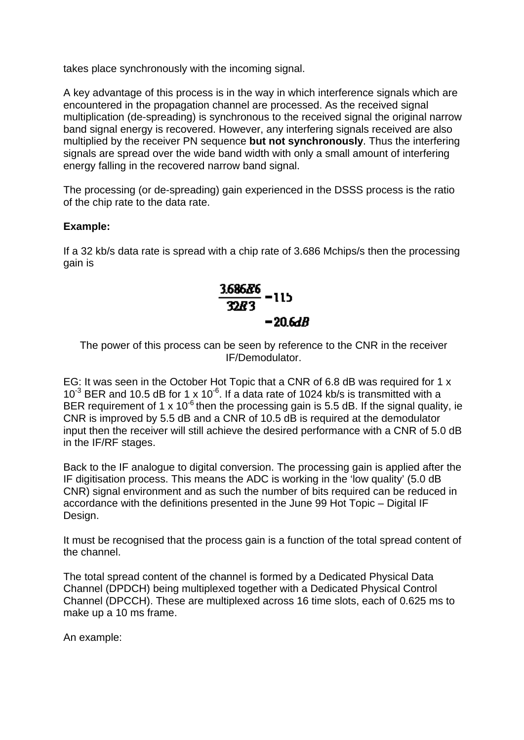takes place synchronously with the incoming signal.

A key advantage of this process is in the way in which interference signals which are encountered in the propagation channel are processed. As the received signal multiplication (de-spreading) is synchronous to the received signal the original narrow band signal energy is recovered. However, any interfering signals received are also multiplied by the receiver PN sequence **but not synchronously**. Thus the interfering signals are spread over the wide band width with only a small amount of interfering energy falling in the recovered narrow band signal.

The processing (or de-spreading) gain experienced in the DSSS process is the ratio of the chip rate to the data rate.

**Example:**

If a 32 kb/s data rate is spread with a chip rate of 3.686 Mchips/s then the processing gain is

$$\frac{3.686E6}{32E3} = 115$$
$$= 20.6dB$$

The power of this process can be seen by reference to the CNR in the receiver IF/Demodulator.

EG: It was seen in the October Hot Topic that a CNR of 6.8 dB was required for 1 x $10^{-3}$ BER and 10.5 dB for 1 x $10^{-6}$. If a data rate of 1024 kb/s is transmitted with a BER requirement of 1 x $10^{-6}$ then the processing gain is 5.5 dB. If the signal quality, ie CNR is improved by 5.5 dB and a CNR of 10.5 dB is required at the demodulator input then the receiver will still achieve the desired performance with a CNR of 5.0 dB in the IF/RF stages.

Back to the IF analogue to digital conversion. The processing gain is applied after the IF digitisation process. This means the ADC is working in the 'low quality' (5.0 dB CNR) signal environment and as such the number of bits required can be reduced in accordance with the definitions presented in the June 99 Hot Topic – Digital IF Design.

It must be recognised that the process gain is a function of the total spread content of the channel.

The total spread content of the channel is formed by a Dedicated Physical Data Channel (DPDCH) being multiplexed together with a Dedicated Physical Control Channel (DPCCH). These are multiplexed across 16 time slots, each of 0.625 ms to make up a 10 ms frame.

An example: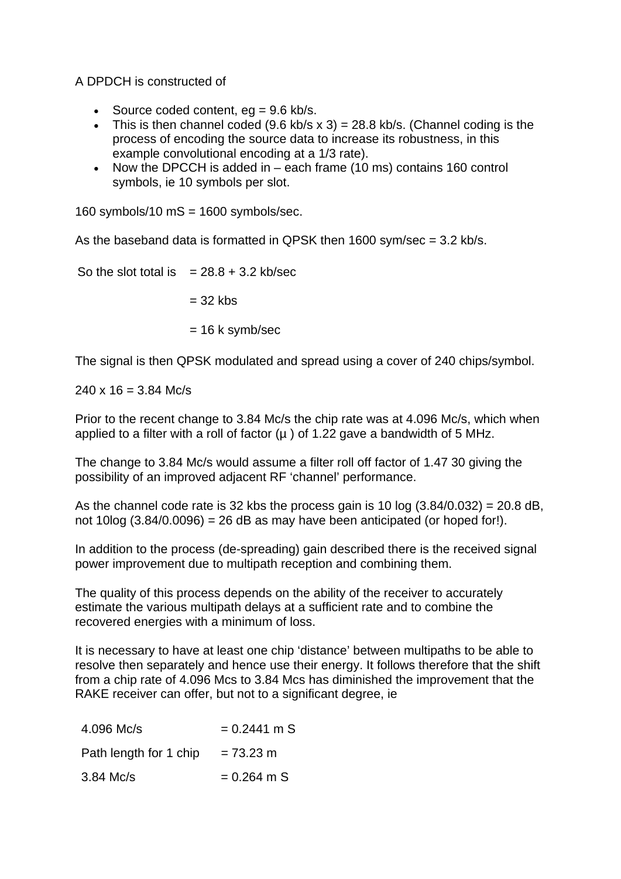A DPDCH is constructed of

- Source coded content, eg = 9.6 kb/s.
- This is then channel coded (9.6 kb/s x 3) = 28.8 kb/s. (Channel coding is the process of encoding the source data to increase its robustness, in this example convolutional encoding at a 1/3 rate).
- Now the DPCCH is added in – each frame (10 ms) contains 160 control symbols, ie 10 symbols per slot.

160 symbols/10 mS = 1600 symbols/sec.

As the baseband data is formatted in QPSK then 1600 sym/sec = 3.2 kb/s.

So the slot total is = 28.8 + 3.2 kb/sec

= 32 kbs

= 16 k symb/sec

The signal is then QPSK modulated and spread using a cover of 240 chips/symbol.

240 x 16 = 3.84 Mc/s

Prior to the recent change to 3.84 Mc/s the chip rate was at 4.096 Mc/s, which when applied to a filter with a roll of factor (μ ) of 1.22 gave a bandwidth of 5 MHz.

The change to 3.84 Mc/s would assume a filter roll off factor of 1.47 30 giving the possibility of an improved adjacent RF 'channel' performance.

As the channel code rate is 32 kbs the process gain is 10 log (3.84/0.032) = 20.8 dB, not 10log (3.84/0.0096) = 26 dB as may have been anticipated (or hoped for!).

In addition to the process (de-spreading) gain described there is the received signal power improvement due to multipath reception and combining them.

The quality of this process depends on the ability of the receiver to accurately estimate the various multipath delays at a sufficient rate and to combine the recovered energies with a minimum of loss.

It is necessary to have at least one chip 'distance' between multipaths to be able to resolve then separately and hence use their energy. It follows therefore that the shift from a chip rate of 4.096 Mcs to 3.84 Mcs has diminished the improvement that the RAKE receiver can offer, but not to a significant degree, ie

| | |
|---|---|
| 4.096 Mc/s | = 0.2441 m S |
| Path length for 1 chip | = 73.23 m |
| 3.84 Mc/s | = 0.264 m S |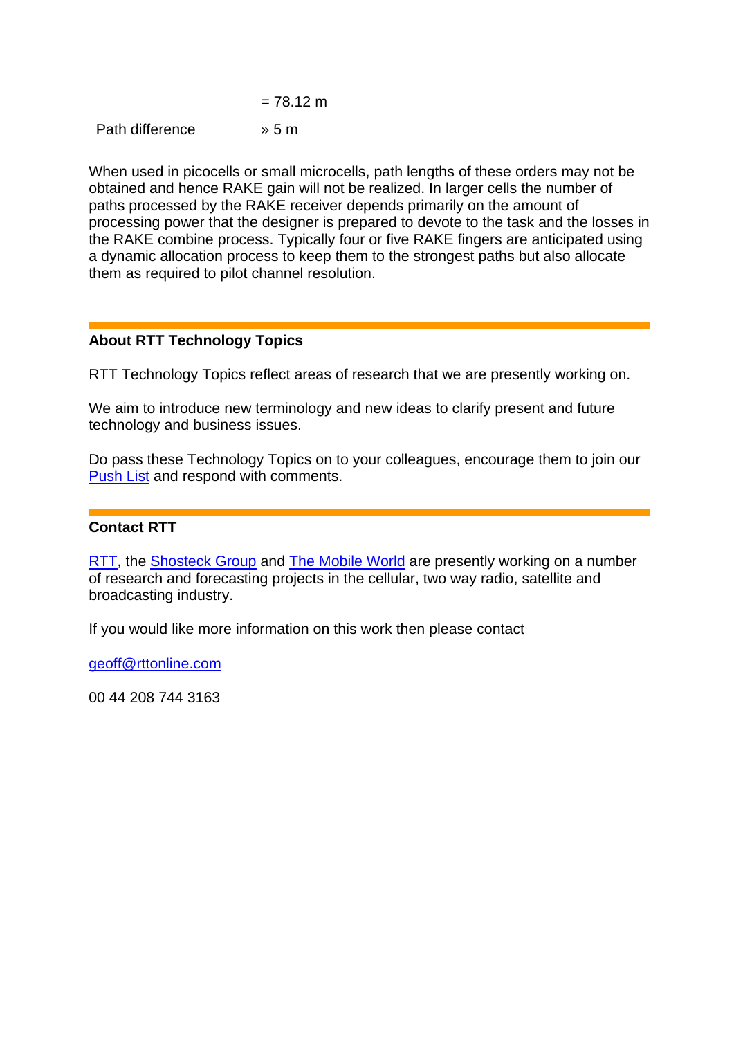= 78.12 m

Path difference » 5 m

When used in picocells or small microcells, path lengths of these orders may not be obtained and hence RAKE gain will not be realized. In larger cells the number of paths processed by the RAKE receiver depends primarily on the amount of processing power that the designer is prepared to devote to the task and the losses in the RAKE combine process. Typically four or five RAKE fingers are anticipated using a dynamic allocation process to keep them to the strongest paths but also allocate them as required to pilot channel resolution.

## About RTT Technology Topics

RTT Technology Topics reflect areas of research that we are presently working on.

We aim to introduce new terminology and new ideas to clarify present and future technology and business issues.

Do pass these Technology Topics on to your colleagues, encourage them to join our Push List and respond with comments.

## Contact RTT

RTT, the Shosteck Group and The Mobile World are presently working on a number of research and forecasting projects in the cellular, two way radio, satellite and broadcasting industry.

If you would like more information on this work then please contact

geoff@rttonline.com

00 44 208 744 3163